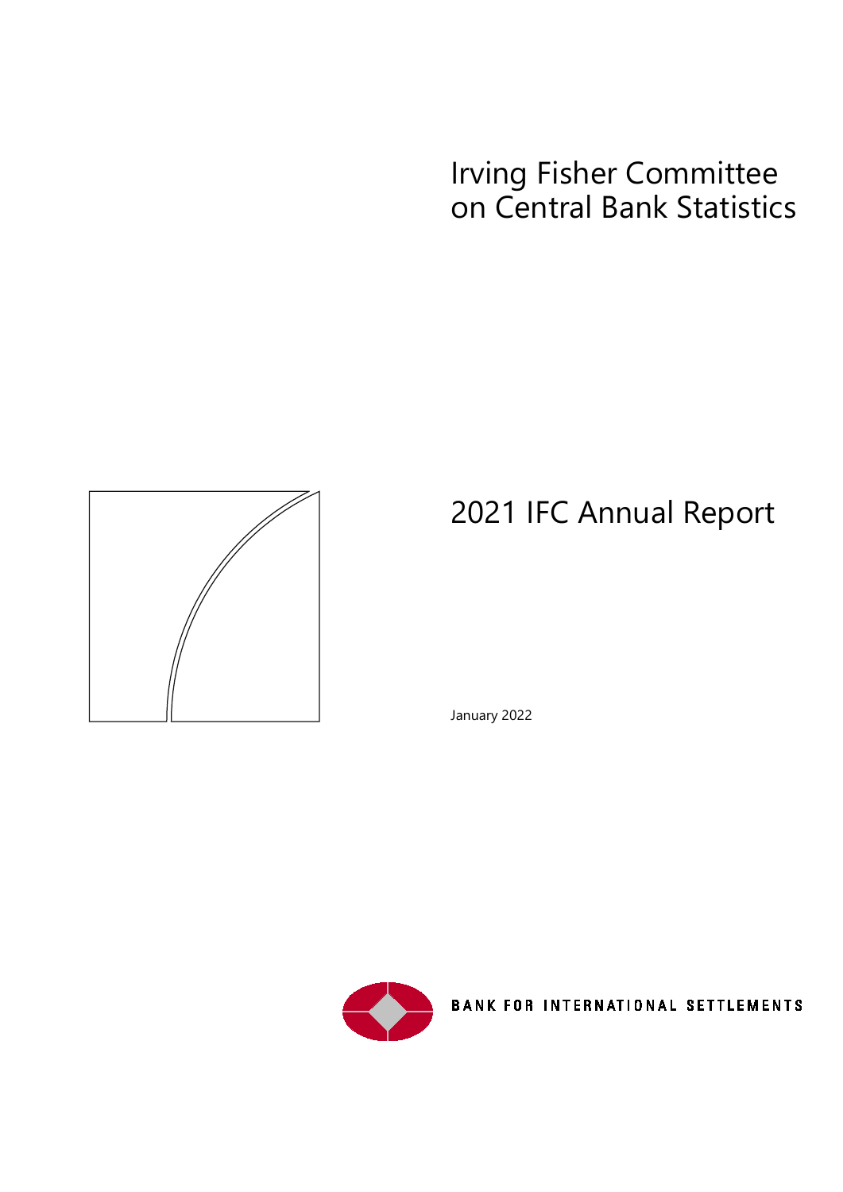# Irving Fisher Committee on Central Bank Statistics

## 2021 IFC Annual Report

January 2022

BANK FOR INTERNATIONAL SETTLEMENTS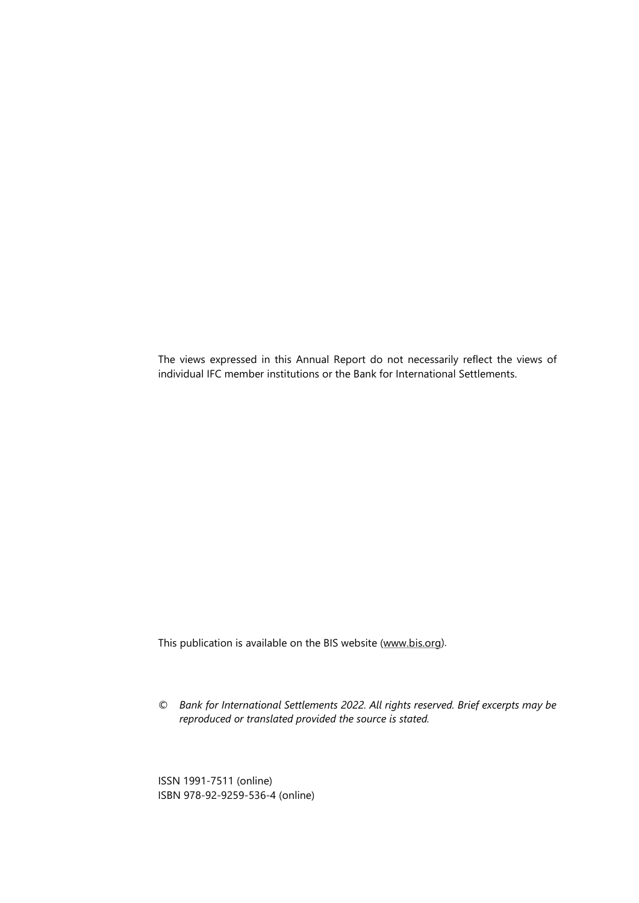The views expressed in this Annual Report do not necessarily reflect the views of individual IFC member institutions or the Bank for International Settlements.

This publication is available on the BIS website (www.bis.org).

© *Bank for International Settlements 2022. All rights reserved. Brief excerpts may be reproduced or translated provided the source is stated.*

ISSN 1991-7511 (online)
ISBN 978-92-9259-536-4 (online)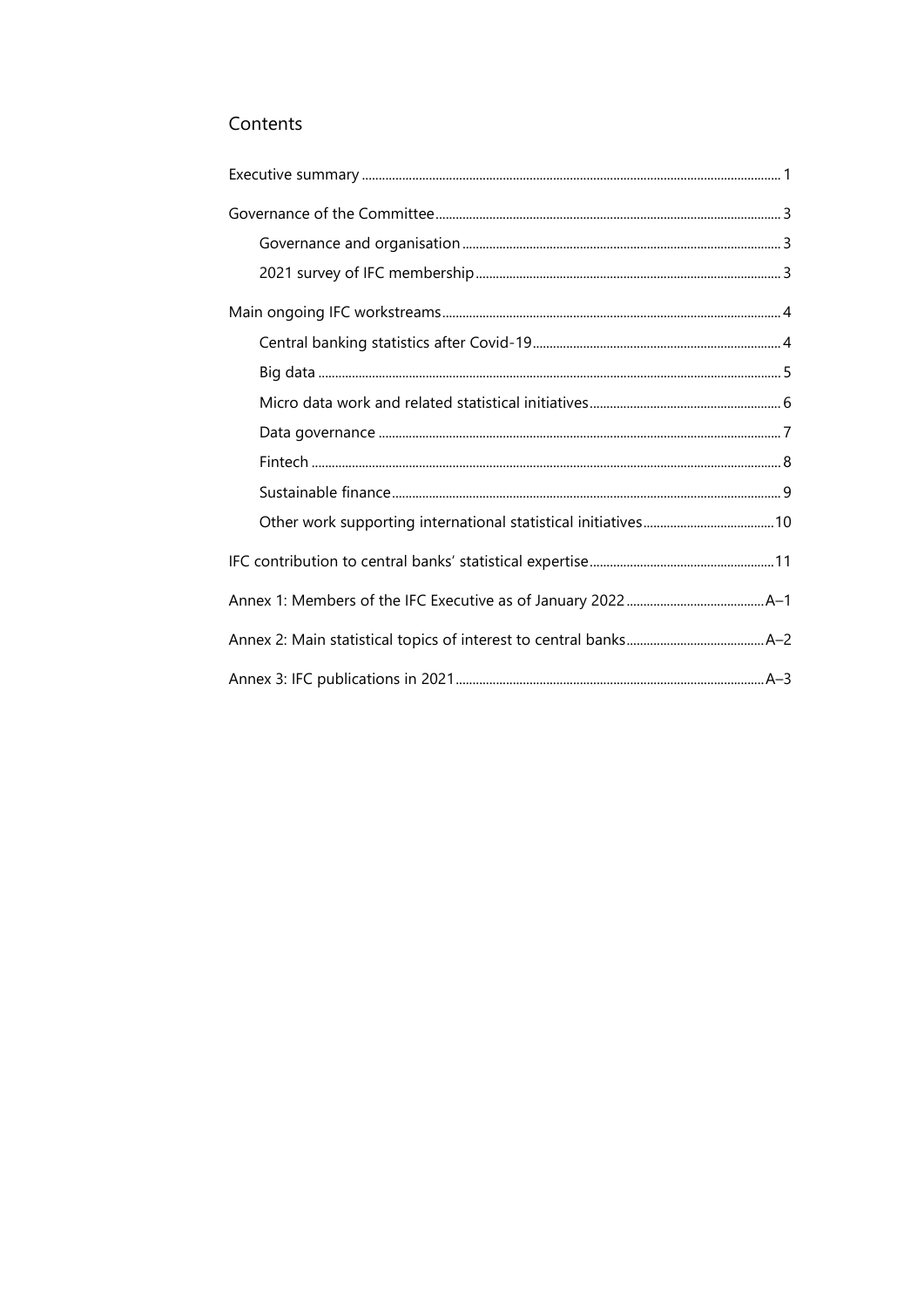# Contents

Executive summary ............................................................................................................................ 1

Governance of the Committee ...................................................................................................... 3

- Governance and organisation ............................................................................................. 3
- 2021 survey of IFC membership .......................................................................................... 3

Main ongoing IFC workstreams ...................................................................................................... 4

- Central banking statistics after Covid-19 .......................................................................... 4
- Big data ......................................................................................................................................... 5
- Micro data work and related statistical initiatives ........................................................ 6
- Data governance ....................................................................................................................... 7
- Fintech .......................................................................................................................................... 8
- Sustainable finance .................................................................................................................. 9
- Other work supporting international statistical initiatives ...................................... 10

IFC contribution to central banks' statistical expertise ...................................................... 11

Annex 1: Members of the IFC Executive as of January 2022 ......................................... A–1

Annex 2: Main statistical topics of interest to central banks ......................................... A–2

Annex 3: IFC publications in 2021 ............................................................................................ A–3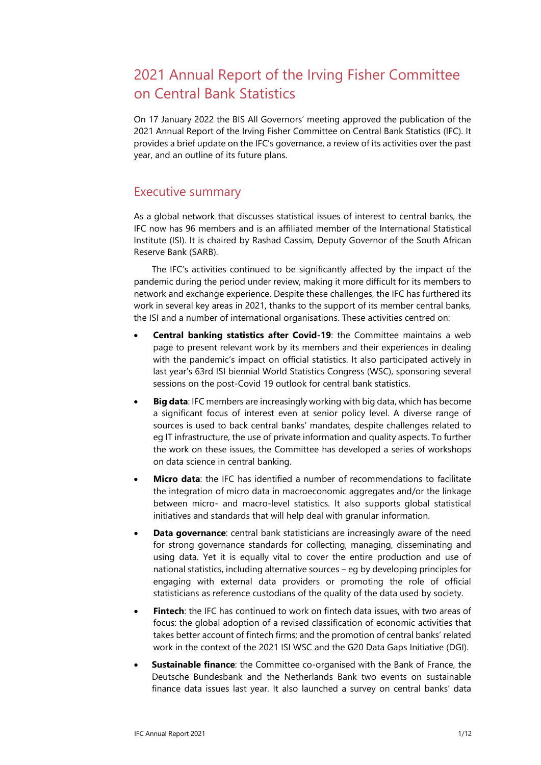# 2021 Annual Report of the Irving Fisher Committee on Central Bank Statistics

On 17 January 2022 the BIS All Governors' meeting approved the publication of the 2021 Annual Report of the Irving Fisher Committee on Central Bank Statistics (IFC). It provides a brief update on the IFC's governance, a review of its activities over the past year, and an outline of its future plans.

## Executive summary

As a global network that discusses statistical issues of interest to central banks, the IFC now has 96 members and is an affiliated member of the International Statistical Institute (ISI). It is chaired by Rashad Cassim, Deputy Governor of the South African Reserve Bank (SARB).

The IFC's activities continued to be significantly affected by the impact of the pandemic during the period under review, making it more difficult for its members to network and exchange experience. Despite these challenges, the IFC has furthered its work in several key areas in 2021, thanks to the support of its member central banks, the ISI and a number of international organisations. These activities centred on:

- **Central banking statistics after Covid-19**: the Committee maintains a web page to present relevant work by its members and their experiences in dealing with the pandemic's impact on official statistics. It also participated actively in last year's 63rd ISI biennial World Statistics Congress (WSC), sponsoring several sessions on the post-Covid 19 outlook for central bank statistics.
- **Big data**: IFC members are increasingly working with big data, which has become a significant focus of interest even at senior policy level. A diverse range of sources is used to back central banks' mandates, despite challenges related to eg IT infrastructure, the use of private information and quality aspects. To further the work on these issues, the Committee has developed a series of workshops on data science in central banking.
- **Micro data**: the IFC has identified a number of recommendations to facilitate the integration of micro data in macroeconomic aggregates and/or the linkage between micro- and macro-level statistics. It also supports global statistical initiatives and standards that will help deal with granular information.
- **Data governance**: central bank statisticians are increasingly aware of the need for strong governance standards for collecting, managing, disseminating and using data. Yet it is equally vital to cover the entire production and use of national statistics, including alternative sources – eg by developing principles for engaging with external data providers or promoting the role of official statisticians as reference custodians of the quality of the data used by society.
- **Fintech**: the IFC has continued to work on fintech data issues, with two areas of focus: the global adoption of a revised classification of economic activities that takes better account of fintech firms; and the promotion of central banks' related work in the context of the 2021 ISI WSC and the G20 Data Gaps Initiative (DGI).
- **Sustainable finance**: the Committee co-organised with the Bank of France, the Deutsche Bundesbank and the Netherlands Bank two events on sustainable finance data issues last year. It also launched a survey on central banks' data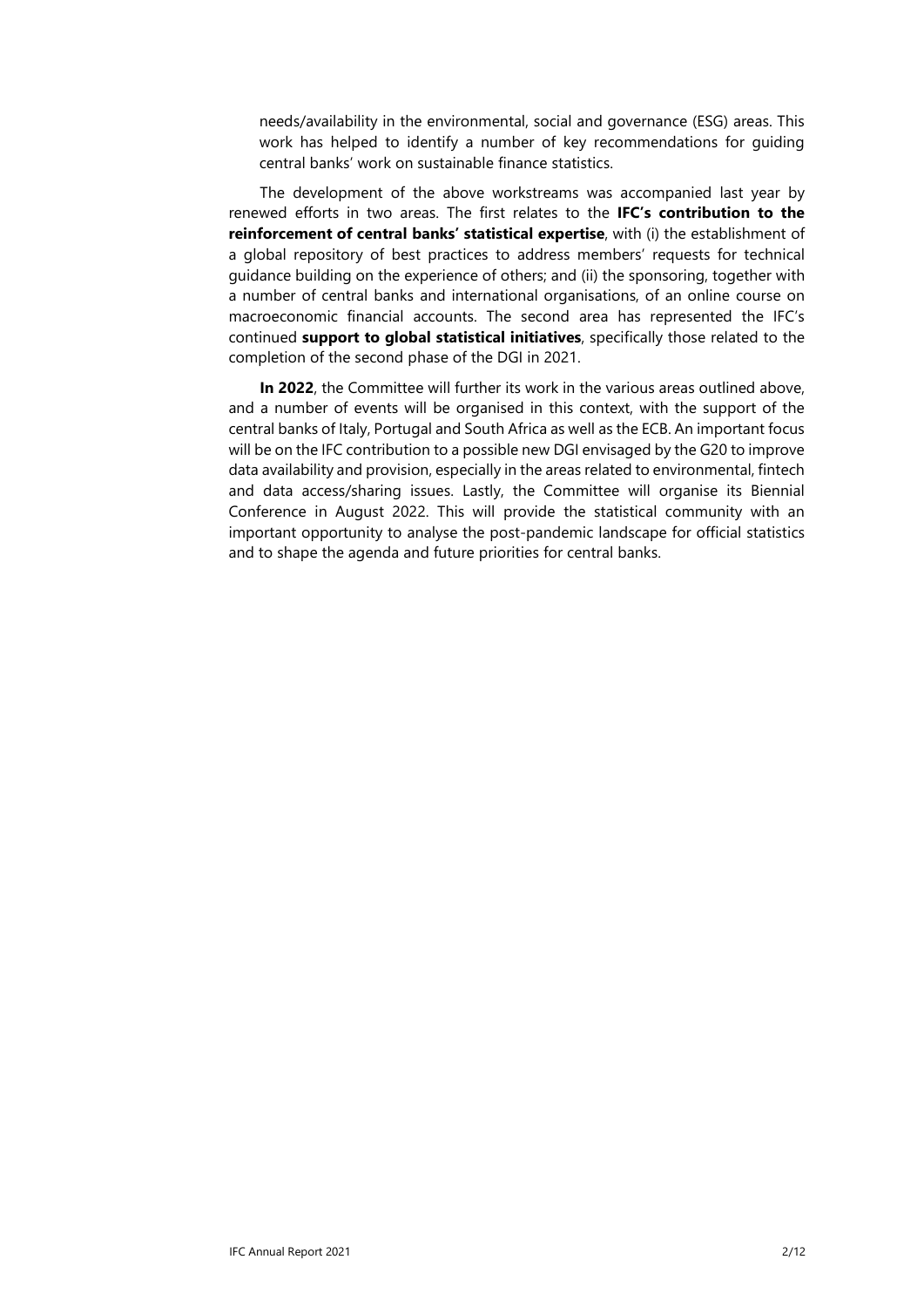needs/availability in the environmental, social and governance (ESG) areas. This work has helped to identify a number of key recommendations for guiding central banks' work on sustainable finance statistics.

The development of the above workstreams was accompanied last year by renewed efforts in two areas. The first relates to the **IFC's contribution to the reinforcement of central banks' statistical expertise**, with (i) the establishment of a global repository of best practices to address members' requests for technical guidance building on the experience of others; and (ii) the sponsoring, together with a number of central banks and international organisations, of an online course on macroeconomic financial accounts. The second area has represented the IFC's continued **support to global statistical initiatives**, specifically those related to the completion of the second phase of the DGI in 2021.

**In 2022**, the Committee will further its work in the various areas outlined above, and a number of events will be organised in this context, with the support of the central banks of Italy, Portugal and South Africa as well as the ECB. An important focus will be on the IFC contribution to a possible new DGI envisaged by the G20 to improve data availability and provision, especially in the areas related to environmental, fintech and data access/sharing issues. Lastly, the Committee will organise its Biennial Conference in August 2022. This will provide the statistical community with an important opportunity to analyse the post-pandemic landscape for official statistics and to shape the agenda and future priorities for central banks.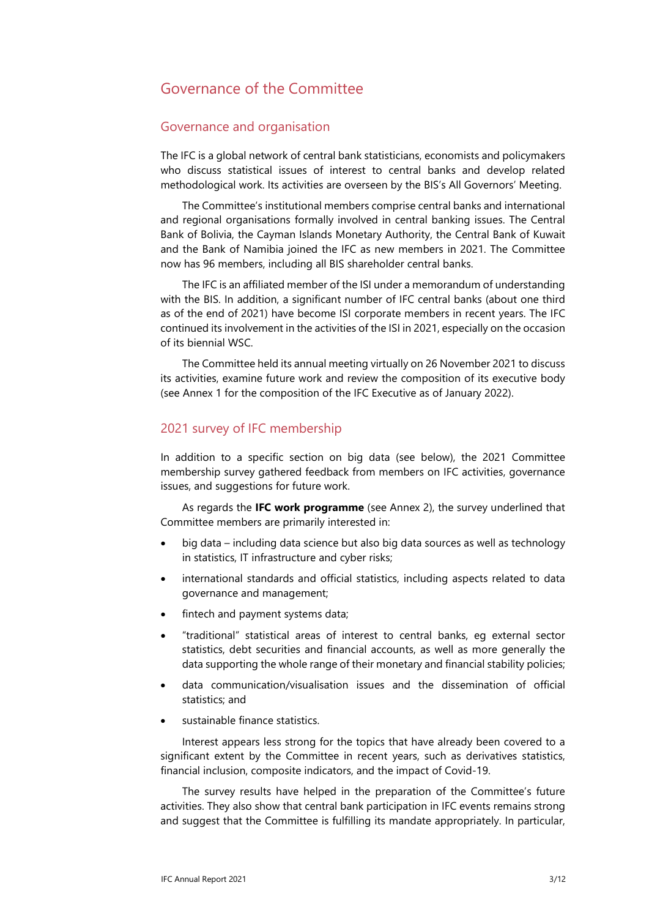## Governance of the Committee

### Governance and organisation

The IFC is a global network of central bank statisticians, economists and policymakers who discuss statistical issues of interest to central banks and develop related methodological work. Its activities are overseen by the BIS's All Governors' Meeting.

The Committee's institutional members comprise central banks and international and regional organisations formally involved in central banking issues. The Central Bank of Bolivia, the Cayman Islands Monetary Authority, the Central Bank of Kuwait and the Bank of Namibia joined the IFC as new members in 2021. The Committee now has 96 members, including all BIS shareholder central banks.

The IFC is an affiliated member of the ISI under a memorandum of understanding with the BIS. In addition, a significant number of IFC central banks (about one third as of the end of 2021) have become ISI corporate members in recent years. The IFC continued its involvement in the activities of the ISI in 2021, especially on the occasion of its biennial WSC.

The Committee held its annual meeting virtually on 26 November 2021 to discuss its activities, examine future work and review the composition of its executive body (see Annex 1 for the composition of the IFC Executive as of January 2022).

### 2021 survey of IFC membership

In addition to a specific section on big data (see below), the 2021 Committee membership survey gathered feedback from members on IFC activities, governance issues, and suggestions for future work.

As regards the **IFC work programme** (see Annex 2), the survey underlined that Committee members are primarily interested in:

- big data – including data science but also big data sources as well as technology in statistics, IT infrastructure and cyber risks;
- international standards and official statistics, including aspects related to data governance and management;
- fintech and payment systems data;
- "traditional" statistical areas of interest to central banks, eg external sector statistics, debt securities and financial accounts, as well as more generally the data supporting the whole range of their monetary and financial stability policies;
- data communication/visualisation issues and the dissemination of official statistics; and
- sustainable finance statistics.

Interest appears less strong for the topics that have already been covered to a significant extent by the Committee in recent years, such as derivatives statistics, financial inclusion, composite indicators, and the impact of Covid-19.

The survey results have helped in the preparation of the Committee's future activities. They also show that central bank participation in IFC events remains strong and suggest that the Committee is fulfilling its mandate appropriately. In particular,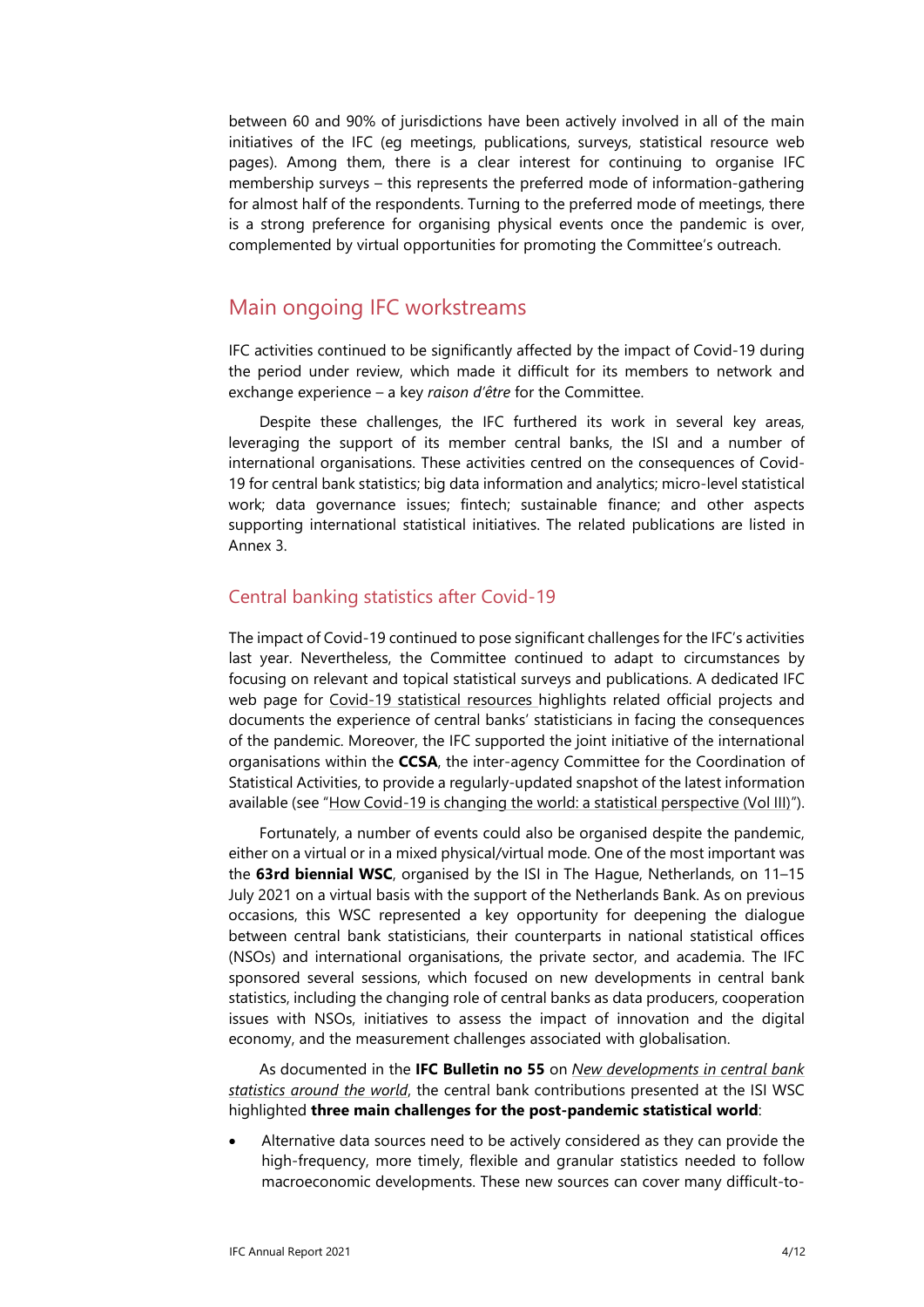between 60 and 90% of jurisdictions have been actively involved in all of the main initiatives of the IFC (eg meetings, publications, surveys, statistical resource web pages). Among them, there is a clear interest for continuing to organise IFC membership surveys – this represents the preferred mode of information-gathering for almost half of the respondents. Turning to the preferred mode of meetings, there is a strong preference for organising physical events once the pandemic is over, complemented by virtual opportunities for promoting the Committee's outreach.

## Main ongoing IFC workstreams

IFC activities continued to be significantly affected by the impact of Covid-19 during the period under review, which made it difficult for its members to network and exchange experience – a key *raison d'être* for the Committee.

Despite these challenges, the IFC furthered its work in several key areas, leveraging the support of its member central banks, the ISI and a number of international organisations. These activities centred on the consequences of Covid-19 for central bank statistics; big data information and analytics; micro-level statistical work; data governance issues; fintech; sustainable finance; and other aspects supporting international statistical initiatives. The related publications are listed in Annex 3.

### Central banking statistics after Covid-19

The impact of Covid-19 continued to pose significant challenges for the IFC's activities last year. Nevertheless, the Committee continued to adapt to circumstances by focusing on relevant and topical statistical surveys and publications. A dedicated IFC web page for Covid-19 statistical resources highlights related official projects and documents the experience of central banks' statisticians in facing the consequences of the pandemic. Moreover, the IFC supported the joint initiative of the international organisations within the **CCSA**, the inter-agency Committee for the Coordination of Statistical Activities, to provide a regularly-updated snapshot of the latest information available (see "How Covid-19 is changing the world: a statistical perspective (Vol III)").

Fortunately, a number of events could also be organised despite the pandemic, either on a virtual or in a mixed physical/virtual mode. One of the most important was the **63rd biennial WSC**, organised by the ISI in The Hague, Netherlands, on 11–15 July 2021 on a virtual basis with the support of the Netherlands Bank. As on previous occasions, this WSC represented a key opportunity for deepening the dialogue between central bank statisticians, their counterparts in national statistical offices (NSOs) and international organisations, the private sector, and academia. The IFC sponsored several sessions, which focused on new developments in central bank statistics, including the changing role of central banks as data producers, cooperation issues with NSOs, initiatives to assess the impact of innovation and the digital economy, and the measurement challenges associated with globalisation.

As documented in the **IFC Bulletin no 55** on *New developments in central bank statistics around the world*, the central bank contributions presented at the ISI WSC highlighted **three main challenges for the post-pandemic statistical world**:

- Alternative data sources need to be actively considered as they can provide the high-frequency, more timely, flexible and granular statistics needed to follow macroeconomic developments. These new sources can cover many difficult-to-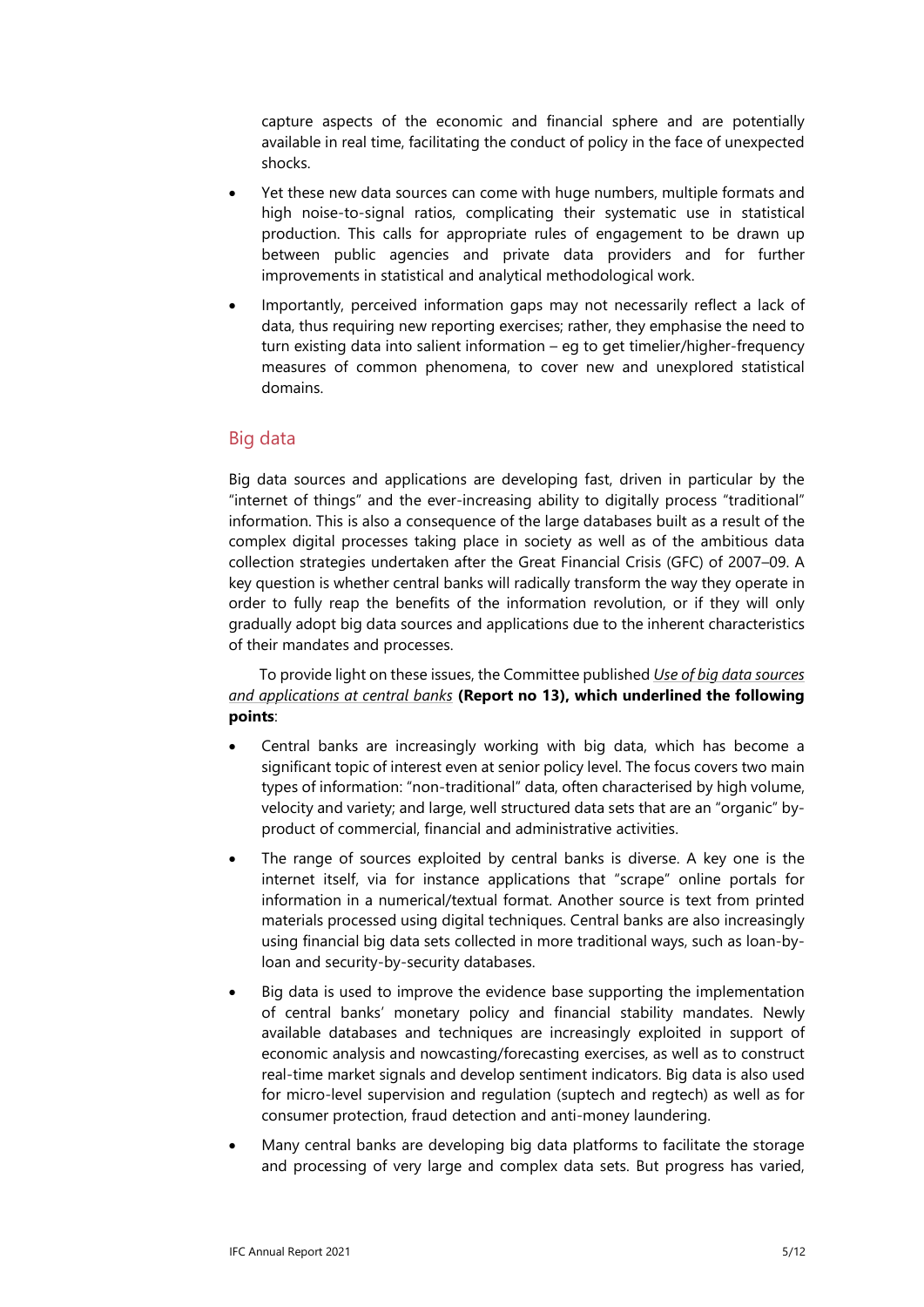capture aspects of the economic and financial sphere and are potentially available in real time, facilitating the conduct of policy in the face of unexpected shocks.

- Yet these new data sources can come with huge numbers, multiple formats and high noise-to-signal ratios, complicating their systematic use in statistical production. This calls for appropriate rules of engagement to be drawn up between public agencies and private data providers and for further improvements in statistical and analytical methodological work.
- Importantly, perceived information gaps may not necessarily reflect a lack of data, thus requiring new reporting exercises; rather, they emphasise the need to turn existing data into salient information – eg to get timelier/higher-frequency measures of common phenomena, to cover new and unexplored statistical domains.

## Big data

Big data sources and applications are developing fast, driven in particular by the "internet of things" and the ever-increasing ability to digitally process "traditional" information. This is also a consequence of the large databases built as a result of the complex digital processes taking place in society as well as of the ambitious data collection strategies undertaken after the Great Financial Crisis (GFC) of 2007–09. A key question is whether central banks will radically transform the way they operate in order to fully reap the benefits of the information revolution, or if they will only gradually adopt big data sources and applications due to the inherent characteristics of their mandates and processes.

To provide light on these issues, the Committee published *Use of big data sources and applications at central banks* **(Report no 13), which underlined the following points**:

- Central banks are increasingly working with big data, which has become a significant topic of interest even at senior policy level. The focus covers two main types of information: "non-traditional" data, often characterised by high volume, velocity and variety; and large, well structured data sets that are an "organic" by-product of commercial, financial and administrative activities.
- The range of sources exploited by central banks is diverse. A key one is the internet itself, via for instance applications that "scrape" online portals for information in a numerical/textual format. Another source is text from printed materials processed using digital techniques. Central banks are also increasingly using financial big data sets collected in more traditional ways, such as loan-by-loan and security-by-security databases.
- Big data is used to improve the evidence base supporting the implementation of central banks' monetary policy and financial stability mandates. Newly available databases and techniques are increasingly exploited in support of economic analysis and nowcasting/forecasting exercises, as well as to construct real-time market signals and develop sentiment indicators. Big data is also used for micro-level supervision and regulation (suptech and regtech) as well as for consumer protection, fraud detection and anti-money laundering.
- Many central banks are developing big data platforms to facilitate the storage and processing of very large and complex data sets. But progress has varied,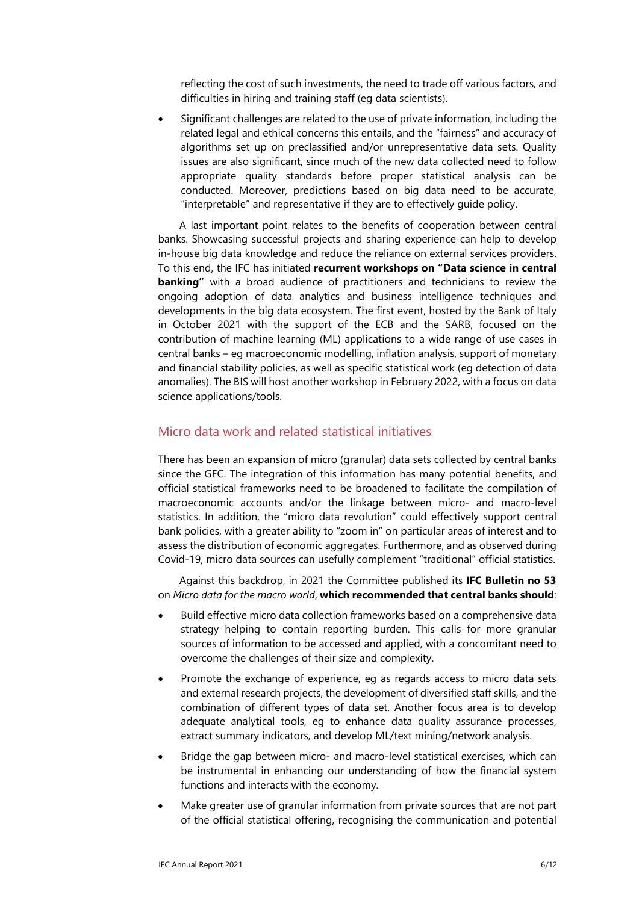reflecting the cost of such investments, the need to trade off various factors, and difficulties in hiring and training staff (eg data scientists).

- Significant challenges are related to the use of private information, including the related legal and ethical concerns this entails, and the "fairness" and accuracy of algorithms set up on preclassified and/or unrepresentative data sets. Quality issues are also significant, since much of the new data collected need to follow appropriate quality standards before proper statistical analysis can be conducted. Moreover, predictions based on big data need to be accurate, "interpretable" and representative if they are to effectively guide policy.

A last important point relates to the benefits of cooperation between central banks. Showcasing successful projects and sharing experience can help to develop in-house big data knowledge and reduce the reliance on external services providers. To this end, the IFC has initiated **recurrent workshops on "Data science in central banking"** with a broad audience of practitioners and technicians to review the ongoing adoption of data analytics and business intelligence techniques and developments in the big data ecosystem. The first event, hosted by the Bank of Italy in October 2021 with the support of the ECB and the SARB, focused on the contribution of machine learning (ML) applications to a wide range of use cases in central banks – eg macroeconomic modelling, inflation analysis, support of monetary and financial stability policies, as well as specific statistical work (eg detection of data anomalies). The BIS will host another workshop in February 2022, with a focus on data science applications/tools.

## Micro data work and related statistical initiatives

There has been an expansion of micro (granular) data sets collected by central banks since the GFC. The integration of this information has many potential benefits, and official statistical frameworks need to be broadened to facilitate the compilation of macroeconomic accounts and/or the linkage between micro- and macro-level statistics. In addition, the "micro data revolution" could effectively support central bank policies, with a greater ability to "zoom in" on particular areas of interest and to assess the distribution of economic aggregates. Furthermore, and as observed during Covid-19, micro data sources can usefully complement "traditional" official statistics.

Against this backdrop, in 2021 the Committee published its **IFC Bulletin no 53** on *Micro data for the macro world*, **which recommended that central banks should**:

- Build effective micro data collection frameworks based on a comprehensive data strategy helping to contain reporting burden. This calls for more granular sources of information to be accessed and applied, with a concomitant need to overcome the challenges of their size and complexity.
- Promote the exchange of experience, eg as regards access to micro data sets and external research projects, the development of diversified staff skills, and the combination of different types of data set. Another focus area is to develop adequate analytical tools, eg to enhance data quality assurance processes, extract summary indicators, and develop ML/text mining/network analysis.
- Bridge the gap between micro- and macro-level statistical exercises, which can be instrumental in enhancing our understanding of how the financial system functions and interacts with the economy.
- Make greater use of granular information from private sources that are not part of the official statistical offering, recognising the communication and potential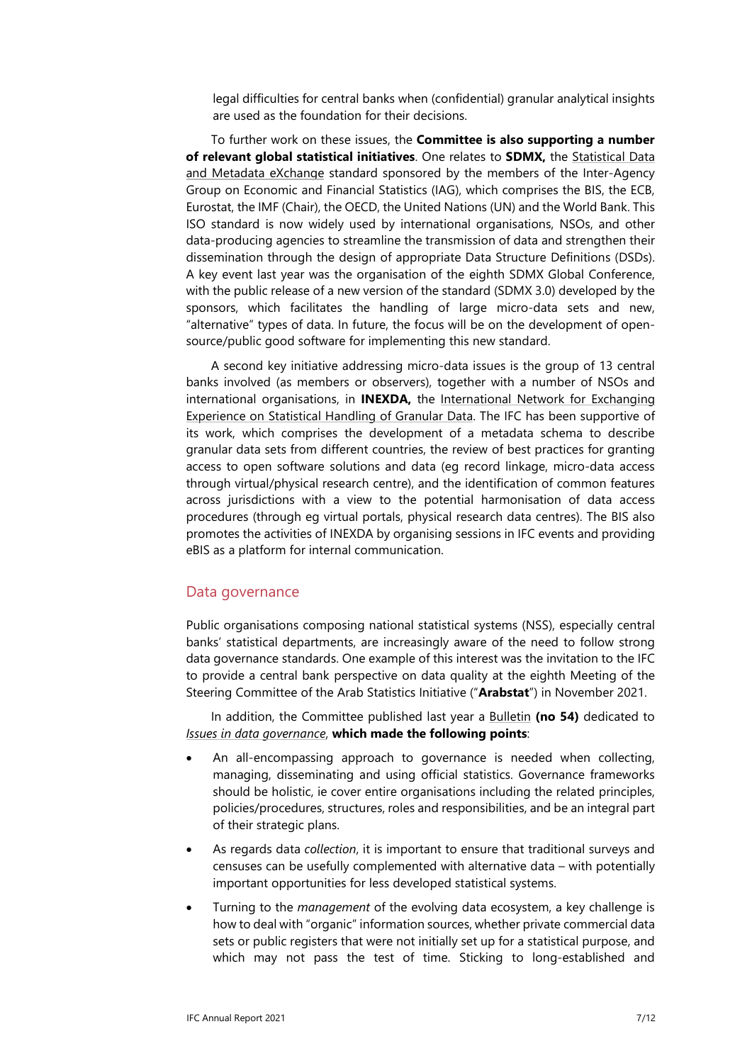legal difficulties for central banks when (confidential) granular analytical insights are used as the foundation for their decisions.

To further work on these issues, the **Committee is also supporting a number of relevant global statistical initiatives**. One relates to **SDMX,** the Statistical Data and Metadata eXchange standard sponsored by the members of the Inter-Agency Group on Economic and Financial Statistics (IAG), which comprises the BIS, the ECB, Eurostat, the IMF (Chair), the OECD, the United Nations (UN) and the World Bank. This ISO standard is now widely used by international organisations, NSOs, and other data-producing agencies to streamline the transmission of data and strengthen their dissemination through the design of appropriate Data Structure Definitions (DSDs). A key event last year was the organisation of the eighth SDMX Global Conference, with the public release of a new version of the standard (SDMX 3.0) developed by the sponsors, which facilitates the handling of large micro-data sets and new, "alternative" types of data. In future, the focus will be on the development of open-source/public good software for implementing this new standard.

A second key initiative addressing micro-data issues is the group of 13 central banks involved (as members or observers), together with a number of NSOs and international organisations, in **INEXDA,** the International Network for Exchanging Experience on Statistical Handling of Granular Data. The IFC has been supportive of its work, which comprises the development of a metadata schema to describe granular data sets from different countries, the review of best practices for granting access to open software solutions and data (eg record linkage, micro-data access through virtual/physical research centre), and the identification of common features across jurisdictions with a view to the potential harmonisation of data access procedures (through eg virtual portals, physical research data centres). The BIS also promotes the activities of INEXDA by organising sessions in IFC events and providing eBIS as a platform for internal communication.

## Data governance

Public organisations composing national statistical systems (NSS), especially central banks' statistical departments, are increasingly aware of the need to follow strong data governance standards. One example of this interest was the invitation to the IFC to provide a central bank perspective on data quality at the eighth Meeting of the Steering Committee of the Arab Statistics Initiative ("**Arabstat**") in November 2021.

In addition, the Committee published last year a Bulletin **(no 54)** dedicated to *Issues in data governance*, **which made the following points**:

- An all-encompassing approach to governance is needed when collecting, managing, disseminating and using official statistics. Governance frameworks should be holistic, ie cover entire organisations including the related principles, policies/procedures, structures, roles and responsibilities, and be an integral part of their strategic plans.
- As regards data *collection*, it is important to ensure that traditional surveys and censuses can be usefully complemented with alternative data – with potentially important opportunities for less developed statistical systems.
- Turning to the *management* of the evolving data ecosystem, a key challenge is how to deal with "organic" information sources, whether private commercial data sets or public registers that were not initially set up for a statistical purpose, and which may not pass the test of time. Sticking to long-established and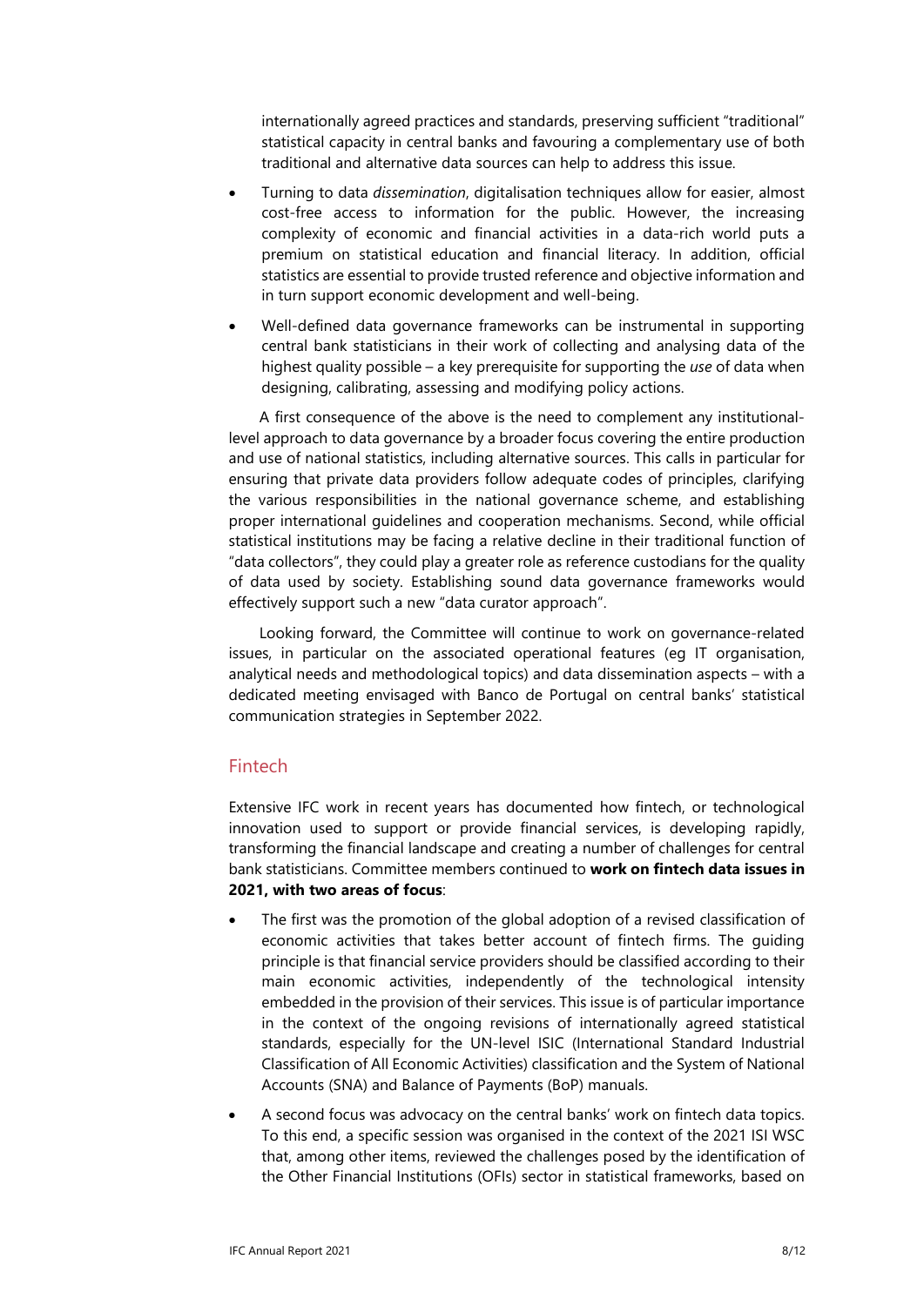internationally agreed practices and standards, preserving sufficient "traditional" statistical capacity in central banks and favouring a complementary use of both traditional and alternative data sources can help to address this issue.

- Turning to data *dissemination*, digitalisation techniques allow for easier, almost cost-free access to information for the public. However, the increasing complexity of economic and financial activities in a data-rich world puts a premium on statistical education and financial literacy. In addition, official statistics are essential to provide trusted reference and objective information and in turn support economic development and well-being.
- Well-defined data governance frameworks can be instrumental in supporting central bank statisticians in their work of collecting and analysing data of the highest quality possible – a key prerequisite for supporting the *use* of data when designing, calibrating, assessing and modifying policy actions.

A first consequence of the above is the need to complement any institutional-level approach to data governance by a broader focus covering the entire production and use of national statistics, including alternative sources. This calls in particular for ensuring that private data providers follow adequate codes of principles, clarifying the various responsibilities in the national governance scheme, and establishing proper international guidelines and cooperation mechanisms. Second, while official statistical institutions may be facing a relative decline in their traditional function of "data collectors", they could play a greater role as reference custodians for the quality of data used by society. Establishing sound data governance frameworks would effectively support such a new "data curator approach".

Looking forward, the Committee will continue to work on governance-related issues, in particular on the associated operational features (eg IT organisation, analytical needs and methodological topics) and data dissemination aspects – with a dedicated meeting envisaged with Banco de Portugal on central banks' statistical communication strategies in September 2022.

## Fintech

Extensive IFC work in recent years has documented how fintech, or technological innovation used to support or provide financial services, is developing rapidly, transforming the financial landscape and creating a number of challenges for central bank statisticians. Committee members continued to **work on fintech data issues in 2021, with two areas of focus**:

- The first was the promotion of the global adoption of a revised classification of economic activities that takes better account of fintech firms. The guiding principle is that financial service providers should be classified according to their main economic activities, independently of the technological intensity embedded in the provision of their services. This issue is of particular importance in the context of the ongoing revisions of internationally agreed statistical standards, especially for the UN-level ISIC (International Standard Industrial Classification of All Economic Activities) classification and the System of National Accounts (SNA) and Balance of Payments (BoP) manuals.
- A second focus was advocacy on the central banks' work on fintech data topics. To this end, a specific session was organised in the context of the 2021 ISI WSC that, among other items, reviewed the challenges posed by the identification of the Other Financial Institutions (OFIs) sector in statistical frameworks, based on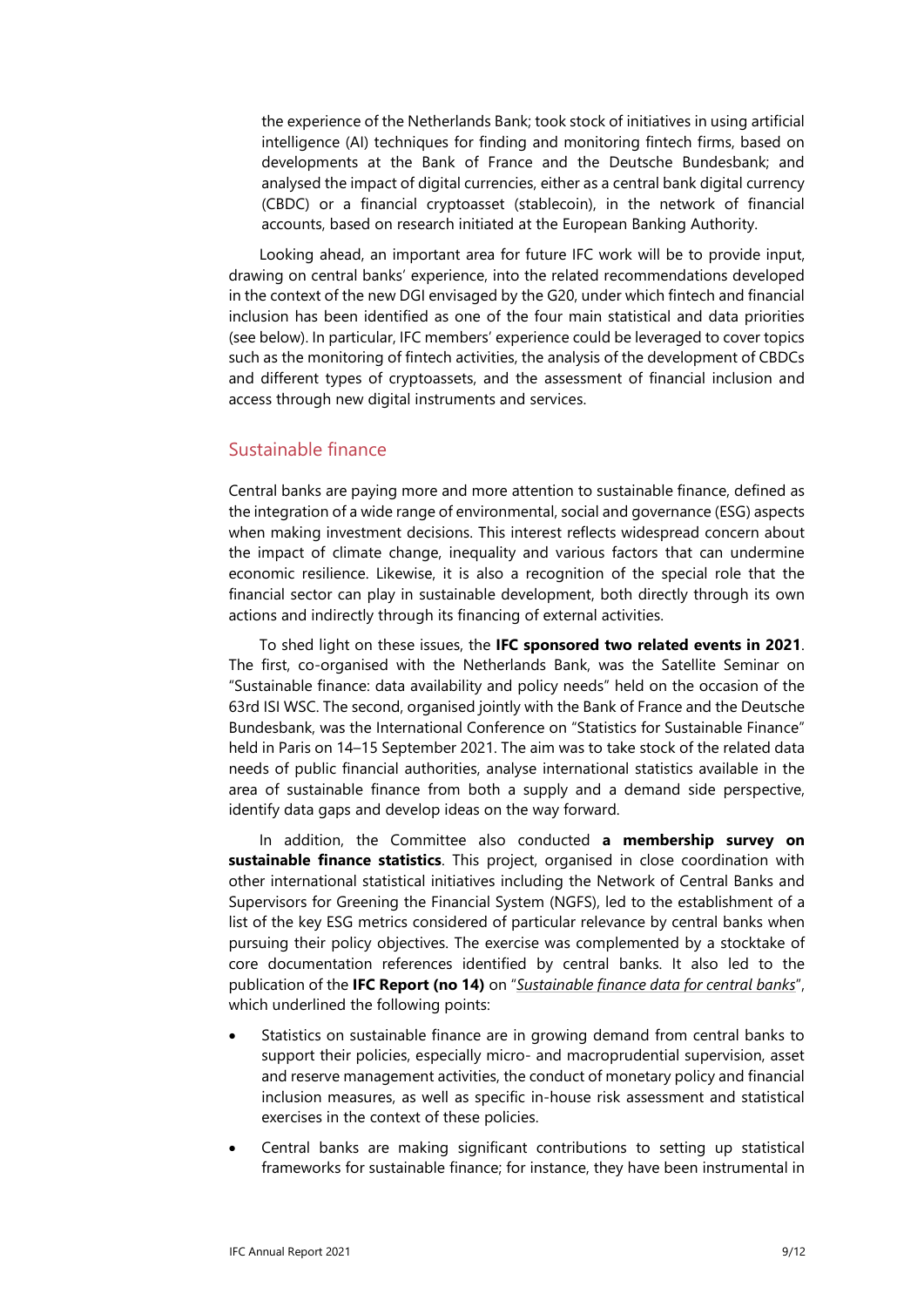the experience of the Netherlands Bank; took stock of initiatives in using artificial intelligence (AI) techniques for finding and monitoring fintech firms, based on developments at the Bank of France and the Deutsche Bundesbank; and analysed the impact of digital currencies, either as a central bank digital currency (CBDC) or a financial cryptoasset (stablecoin), in the network of financial accounts, based on research initiated at the European Banking Authority.

Looking ahead, an important area for future IFC work will be to provide input, drawing on central banks' experience, into the related recommendations developed in the context of the new DGI envisaged by the G20, under which fintech and financial inclusion has been identified as one of the four main statistical and data priorities (see below). In particular, IFC members' experience could be leveraged to cover topics such as the monitoring of fintech activities, the analysis of the development of CBDCs and different types of cryptoassets, and the assessment of financial inclusion and access through new digital instruments and services.

## Sustainable finance

Central banks are paying more and more attention to sustainable finance, defined as the integration of a wide range of environmental, social and governance (ESG) aspects when making investment decisions. This interest reflects widespread concern about the impact of climate change, inequality and various factors that can undermine economic resilience. Likewise, it is also a recognition of the special role that the financial sector can play in sustainable development, both directly through its own actions and indirectly through its financing of external activities.

To shed light on these issues, the **IFC sponsored two related events in 2021**. The first, co-organised with the Netherlands Bank, was the Satellite Seminar on "Sustainable finance: data availability and policy needs" held on the occasion of the 63rd ISI WSC. The second, organised jointly with the Bank of France and the Deutsche Bundesbank, was the International Conference on "Statistics for Sustainable Finance" held in Paris on 14–15 September 2021. The aim was to take stock of the related data needs of public financial authorities, analyse international statistics available in the area of sustainable finance from both a supply and a demand side perspective, identify data gaps and develop ideas on the way forward.

In addition, the Committee also conducted **a membership survey on sustainable finance statistics**. This project, organised in close coordination with other international statistical initiatives including the Network of Central Banks and Supervisors for Greening the Financial System (NGFS), led to the establishment of a list of the key ESG metrics considered of particular relevance by central banks when pursuing their policy objectives. The exercise was complemented by a stocktake of core documentation references identified by central banks. It also led to the publication of the **IFC Report (no 14)** on "*Sustainable finance data for central banks*", which underlined the following points:

- Statistics on sustainable finance are in growing demand from central banks to support their policies, especially micro- and macroprudential supervision, asset and reserve management activities, the conduct of monetary policy and financial inclusion measures, as well as specific in-house risk assessment and statistical exercises in the context of these policies.
- Central banks are making significant contributions to setting up statistical frameworks for sustainable finance; for instance, they have been instrumental in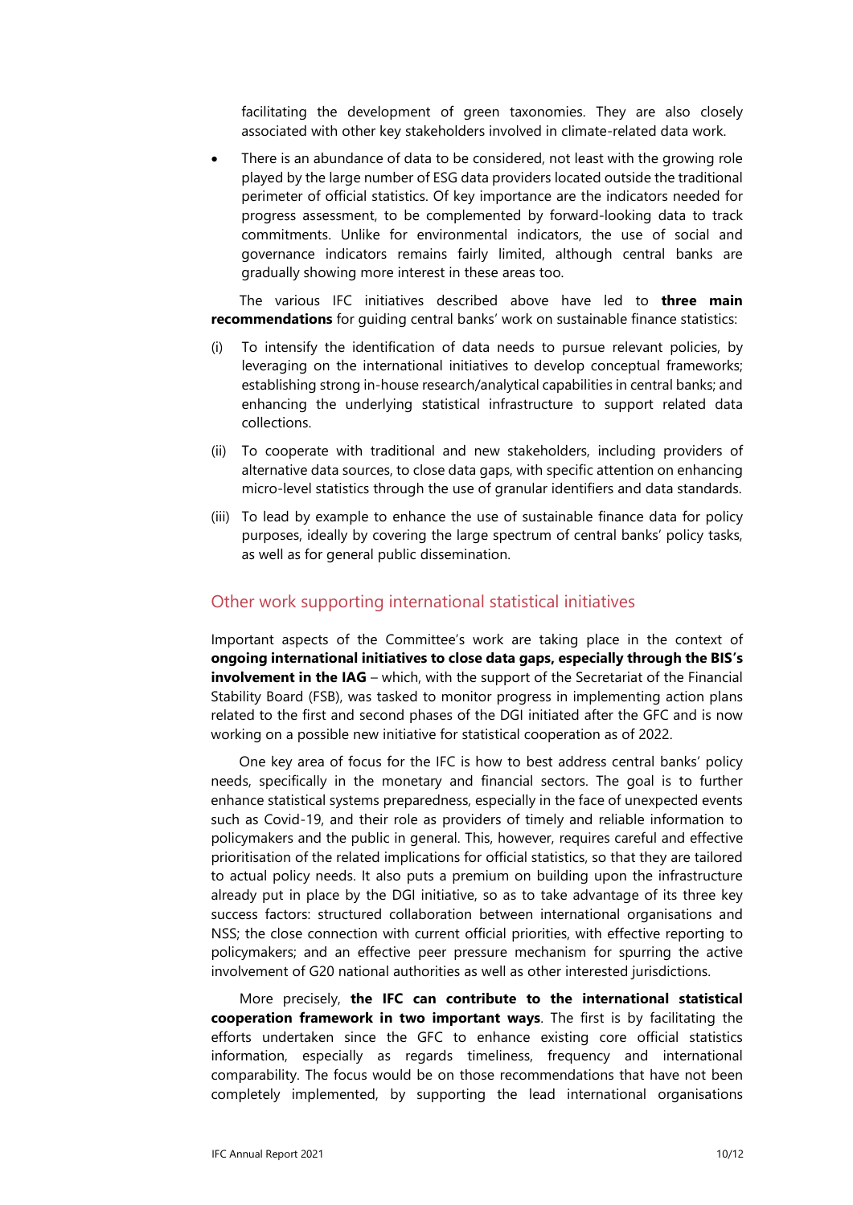facilitating the development of green taxonomies. They are also closely associated with other key stakeholders involved in climate-related data work.

- There is an abundance of data to be considered, not least with the growing role played by the large number of ESG data providers located outside the traditional perimeter of official statistics. Of key importance are the indicators needed for progress assessment, to be complemented by forward-looking data to track commitments. Unlike for environmental indicators, the use of social and governance indicators remains fairly limited, although central banks are gradually showing more interest in these areas too.

The various IFC initiatives described above have led to **three main recommendations** for guiding central banks' work on sustainable finance statistics:

(i) To intensify the identification of data needs to pursue relevant policies, by leveraging on the international initiatives to develop conceptual frameworks; establishing strong in-house research/analytical capabilities in central banks; and enhancing the underlying statistical infrastructure to support related data collections.

(ii) To cooperate with traditional and new stakeholders, including providers of alternative data sources, to close data gaps, with specific attention on enhancing micro-level statistics through the use of granular identifiers and data standards.

(iii) To lead by example to enhance the use of sustainable finance data for policy purposes, ideally by covering the large spectrum of central banks' policy tasks, as well as for general public dissemination.

## Other work supporting international statistical initiatives

Important aspects of the Committee's work are taking place in the context of **ongoing international initiatives to close data gaps, especially through the BIS's involvement in the IAG** – which, with the support of the Secretariat of the Financial Stability Board (FSB), was tasked to monitor progress in implementing action plans related to the first and second phases of the DGI initiated after the GFC and is now working on a possible new initiative for statistical cooperation as of 2022.

One key area of focus for the IFC is how to best address central banks' policy needs, specifically in the monetary and financial sectors. The goal is to further enhance statistical systems preparedness, especially in the face of unexpected events such as Covid-19, and their role as providers of timely and reliable information to policymakers and the public in general. This, however, requires careful and effective prioritisation of the related implications for official statistics, so that they are tailored to actual policy needs. It also puts a premium on building upon the infrastructure already put in place by the DGI initiative, so as to take advantage of its three key success factors: structured collaboration between international organisations and NSS; the close connection with current official priorities, with effective reporting to policymakers; and an effective peer pressure mechanism for spurring the active involvement of G20 national authorities as well as other interested jurisdictions.

More precisely, **the IFC can contribute to the international statistical cooperation framework in two important ways**. The first is by facilitating the efforts undertaken since the GFC to enhance existing core official statistics information, especially as regards timeliness, frequency and international comparability. The focus would be on those recommendations that have not been completely implemented, by supporting the lead international organisations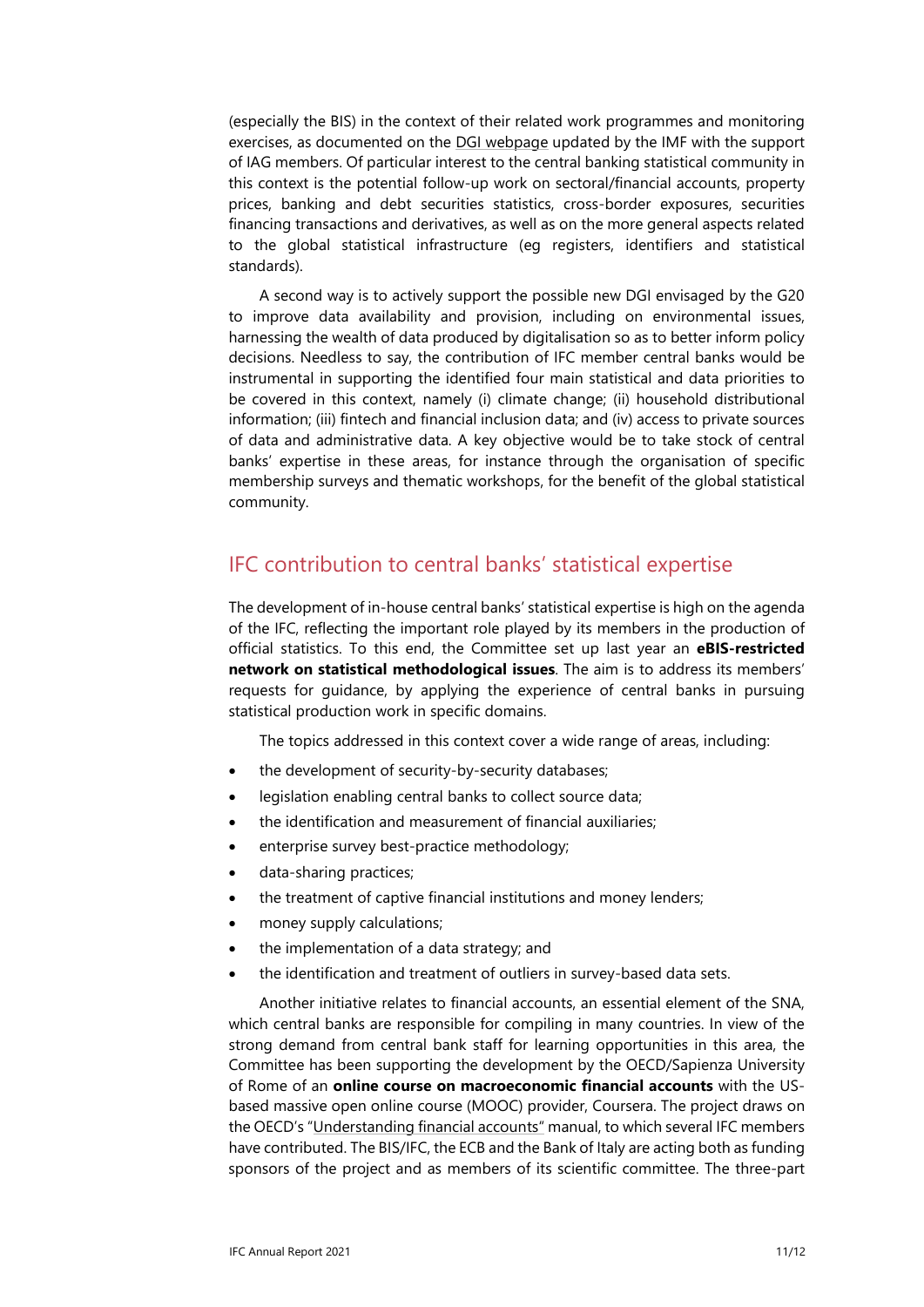(especially the BIS) in the context of their related work programmes and monitoring exercises, as documented on the DGI webpage updated by the IMF with the support of IAG members. Of particular interest to the central banking statistical community in this context is the potential follow-up work on sectoral/financial accounts, property prices, banking and debt securities statistics, cross-border exposures, securities financing transactions and derivatives, as well as on the more general aspects related to the global statistical infrastructure (eg registers, identifiers and statistical standards).

A second way is to actively support the possible new DGI envisaged by the G20 to improve data availability and provision, including on environmental issues, harnessing the wealth of data produced by digitalisation so as to better inform policy decisions. Needless to say, the contribution of IFC member central banks would be instrumental in supporting the identified four main statistical and data priorities to be covered in this context, namely (i) climate change; (ii) household distributional information; (iii) fintech and financial inclusion data; and (iv) access to private sources of data and administrative data. A key objective would be to take stock of central banks' expertise in these areas, for instance through the organisation of specific membership surveys and thematic workshops, for the benefit of the global statistical community.

## IFC contribution to central banks' statistical expertise

The development of in-house central banks' statistical expertise is high on the agenda of the IFC, reflecting the important role played by its members in the production of official statistics. To this end, the Committee set up last year an **eBIS-restricted network on statistical methodological issues**. The aim is to address its members' requests for guidance, by applying the experience of central banks in pursuing statistical production work in specific domains.

The topics addressed in this context cover a wide range of areas, including:

- the development of security-by-security databases;
- legislation enabling central banks to collect source data;
- the identification and measurement of financial auxiliaries;
- enterprise survey best-practice methodology;
- data-sharing practices;
- the treatment of captive financial institutions and money lenders;
- money supply calculations;
- the implementation of a data strategy; and
- the identification and treatment of outliers in survey-based data sets.

Another initiative relates to financial accounts, an essential element of the SNA, which central banks are responsible for compiling in many countries. In view of the strong demand from central bank staff for learning opportunities in this area, the Committee has been supporting the development by the OECD/Sapienza University of Rome of an **online course on macroeconomic financial accounts** with the US-based massive open online course (MOOC) provider, Coursera. The project draws on the OECD's "Understanding financial accounts" manual, to which several IFC members have contributed. The BIS/IFC, the ECB and the Bank of Italy are acting both as funding sponsors of the project and as members of its scientific committee. The three-part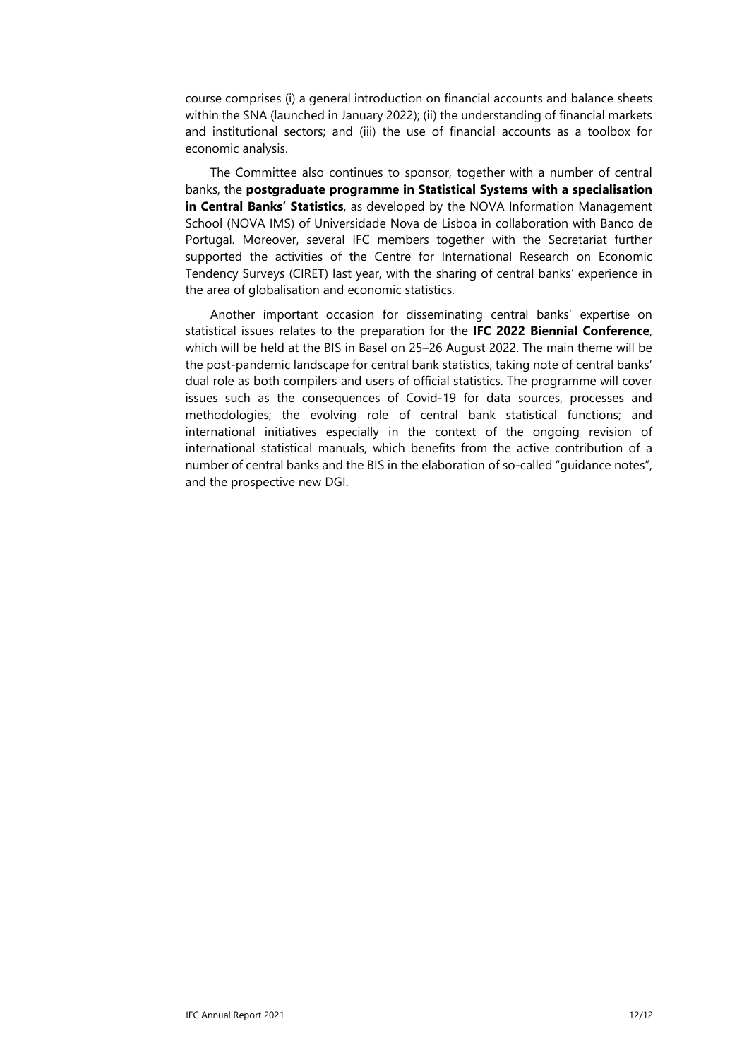course comprises (i) a general introduction on financial accounts and balance sheets within the SNA (launched in January 2022); (ii) the understanding of financial markets and institutional sectors; and (iii) the use of financial accounts as a toolbox for economic analysis.

The Committee also continues to sponsor, together with a number of central banks, the **postgraduate programme in Statistical Systems with a specialisation in Central Banks' Statistics**, as developed by the NOVA Information Management School (NOVA IMS) of Universidade Nova de Lisboa in collaboration with Banco de Portugal. Moreover, several IFC members together with the Secretariat further supported the activities of the Centre for International Research on Economic Tendency Surveys (CIRET) last year, with the sharing of central banks' experience in the area of globalisation and economic statistics.

Another important occasion for disseminating central banks' expertise on statistical issues relates to the preparation for the **IFC 2022 Biennial Conference**, which will be held at the BIS in Basel on 25–26 August 2022. The main theme will be the post-pandemic landscape for central bank statistics, taking note of central banks' dual role as both compilers and users of official statistics. The programme will cover issues such as the consequences of Covid-19 for data sources, processes and methodologies; the evolving role of central bank statistical functions; and international initiatives especially in the context of the ongoing revision of international statistical manuals, which benefits from the active contribution of a number of central banks and the BIS in the elaboration of so-called "guidance notes", and the prospective new DGI.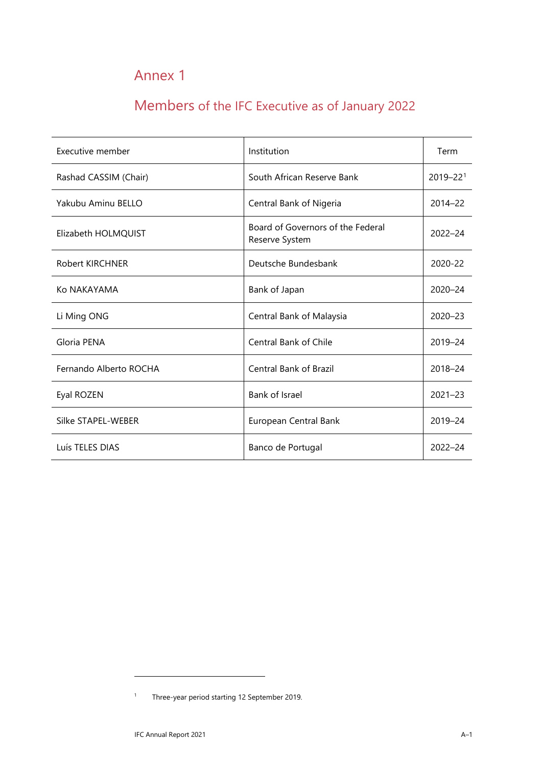# Annex 1

## Members of the IFC Executive as of January 2022

| Executive member | Institution | Term |
|---|---|---|
| Rashad CASSIM (Chair) | South African Reserve Bank | 2019–22[1] |
| Yakubu Aminu BELLO | Central Bank of Nigeria | 2014–22 |
| Elizabeth HOLMQUIST | Board of Governors of the Federal Reserve System | 2022–24 |
| Robert KIRCHNER | Deutsche Bundesbank | 2020-22 |
| Ko NAKAYAMA | Bank of Japan | 2020–24 |
| Li Ming ONG | Central Bank of Malaysia | 2020–23 |
| Gloria PENA | Central Bank of Chile | 2019–24 |
| Fernando Alberto ROCHA | Central Bank of Brazil | 2018–24 |
| Eyal ROZEN | Bank of Israel | 2021–23 |
| Silke STAPEL-WEBER | European Central Bank | 2019–24 |
| Luís TELES DIAS | Banco de Portugal | 2022–24 |

[1] Three-year period starting 12 September 2019.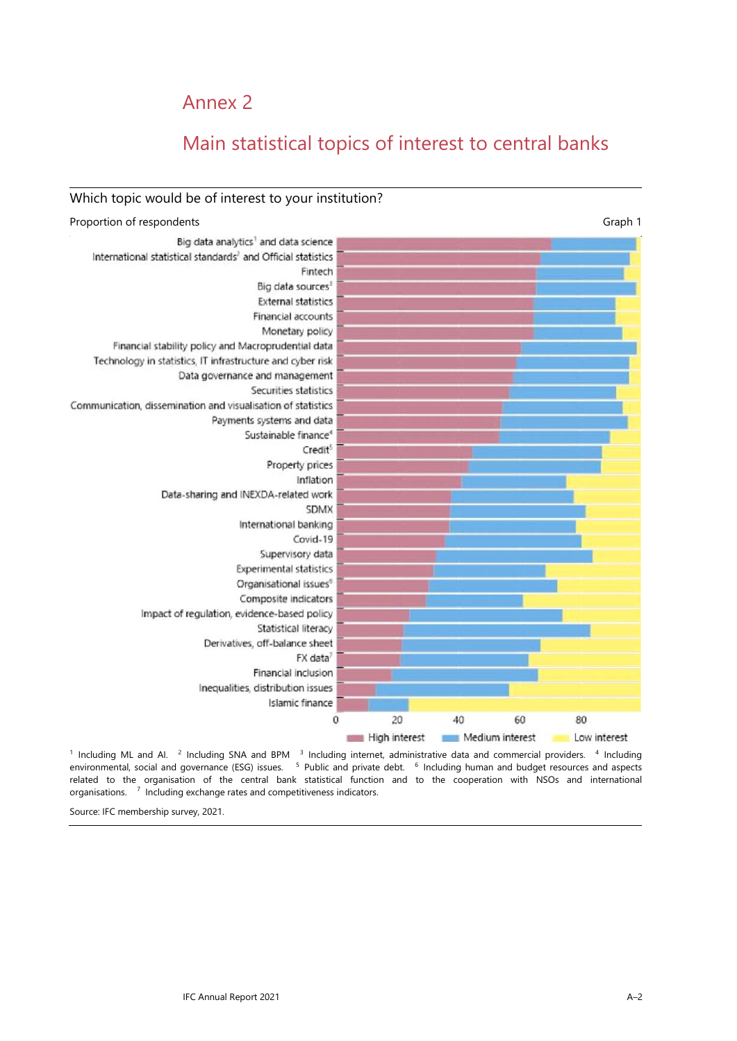# Annex 2

## Main statistical topics of interest to central banks

Which topic would be of interest to your institution?

Proportion of respondents

Graph 1

Big data analytics[1] and data science
International statistical standards[2] and Official statistics
Fintech
Big data sources[3]
External statistics
Financial accounts
Monetary policy
Financial stability policy and Macroprudential data
Technology in statistics, IT infrastructure and cyber risk
Data governance and management
Securities statistics
Communication, dissemination and visualisation of statistics
Payments systems and data
Sustainable finance[4]
Credit[5]
Property prices
Inflation
Data-sharing and INEXDA-related work
SDMX
International banking
Covid-19
Supervisory data
Experimental statistics
Organisational issues[6]
Composite indicators
Impact of regulation, evidence-based policy
Statistical literacy
Derivatives, off-balance sheet
FX data[7]
Financial inclusion
Inequalities, distribution issues
Islamic finance

0 20 40 60 80

High interest   Medium interest   Low interest

[1] Including ML and AI. [2] Including SNA and BPM [3] Including internet, administrative data and commercial providers. [4] Including environmental, social and governance (ESG) issues. [5] Public and private debt. [6] Including human and budget resources and aspects related to the organisation of the central bank statistical function and to the cooperation with NSOs and international organisations. [7] Including exchange rates and competitiveness indicators.

Source: IFC membership survey, 2021.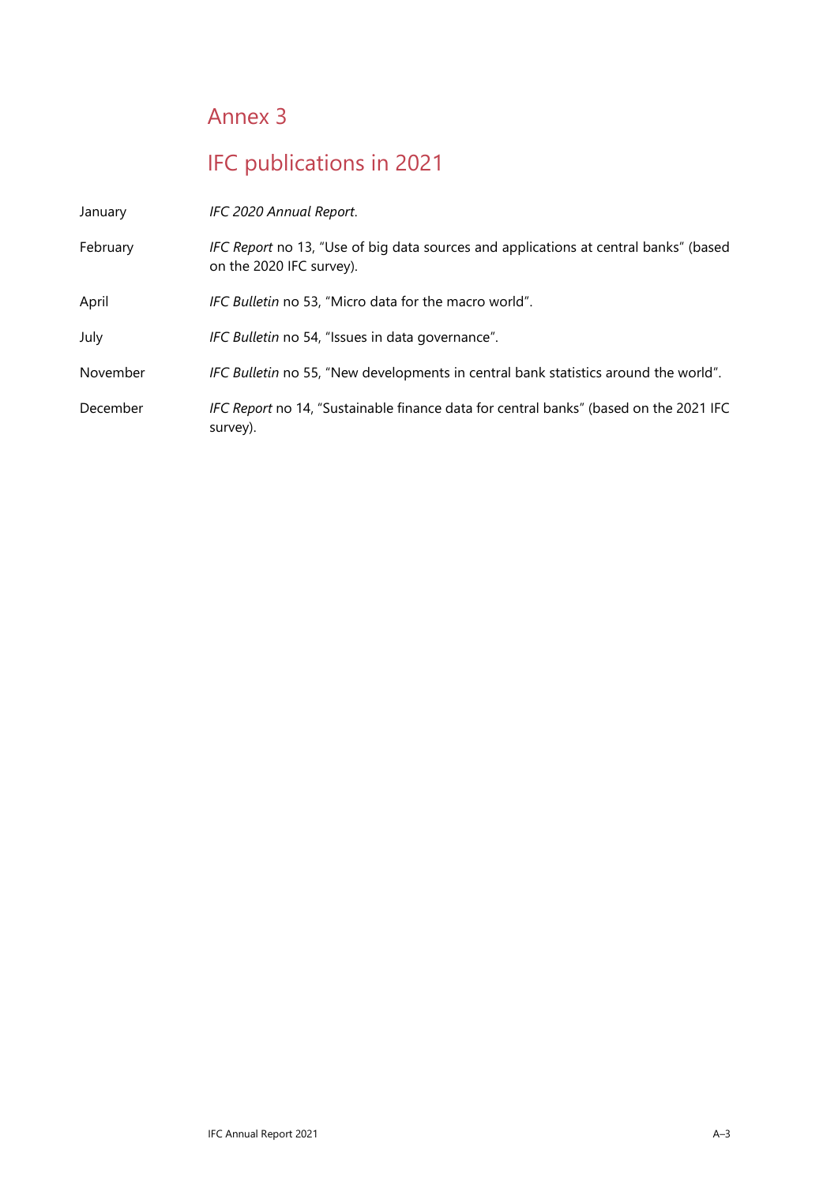# Annex 3

## IFC publications in 2021

| | |
|---|---|
| January | *IFC 2020 Annual Report.* |
| February | *IFC Report* no 13, "Use of big data sources and applications at central banks" (based on the 2020 IFC survey). |
| April | *IFC Bulletin* no 53, "Micro data for the macro world". |
| July | *IFC Bulletin* no 54, "Issues in data governance". |
| November | *IFC Bulletin* no 55, "New developments in central bank statistics around the world". |
| December | *IFC Report* no 14, "Sustainable finance data for central banks" (based on the 2021 IFC survey). |